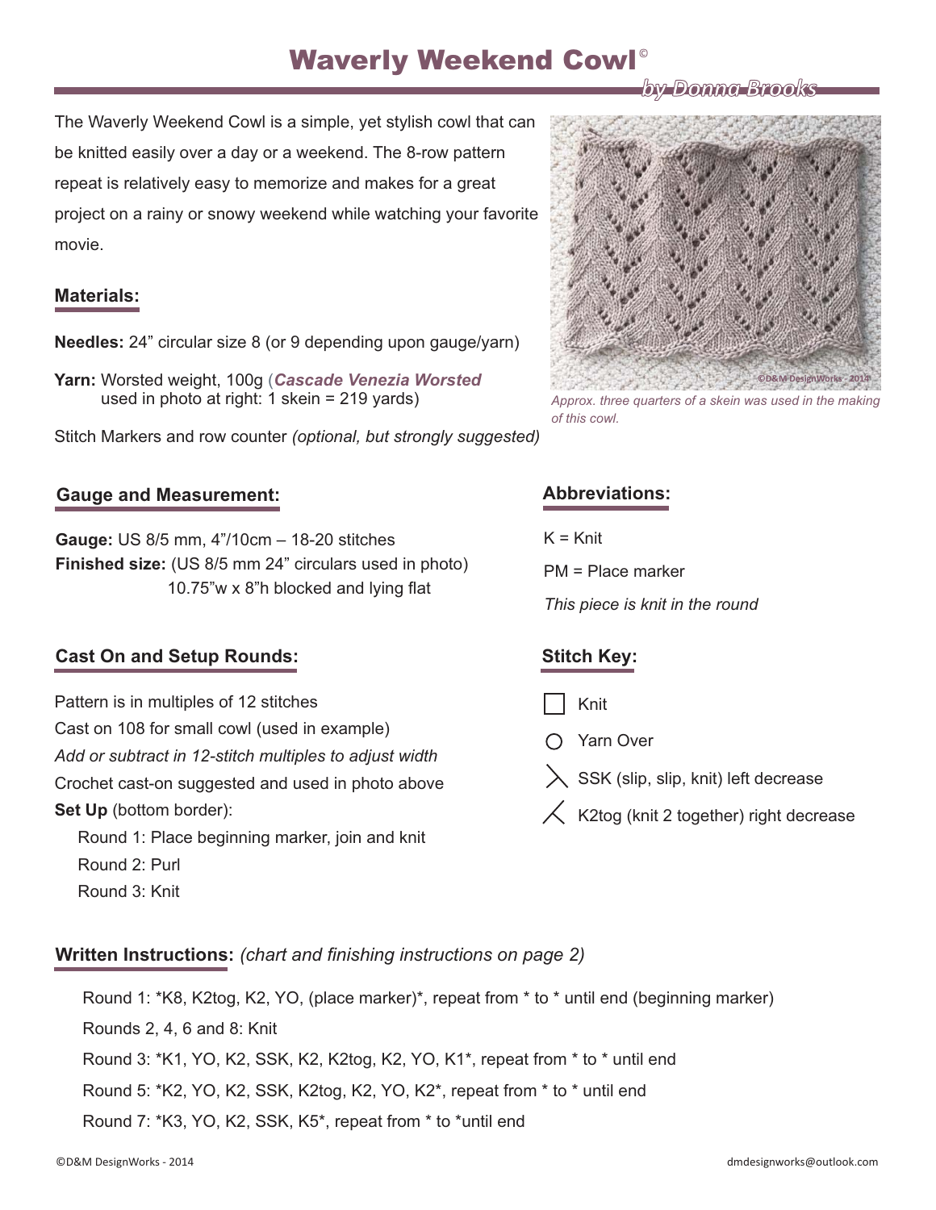# Waverly Weekend Cowl©

*by Donna Brooks*

The Waverly Weekend Cowl is a simple, yet stylish cowl that can be knitted easily over a day or a weekend. The 8-row pattern repeat is relatively easy to memorize and makes for a great project on a rainy or snowy weekend while watching your favorite movie.

*Approx. three quarters of a skein was used in the making of this cowl.*

## Materials:

**Needles:** 24" circular size 8 (or 9 depending upon gauge/yarn)

**Yarn:** Worsted weight, 100g (***Cascade Venezia Worsted*** used in photo at right: 1 skein = 219 yards)

Stitch Markers and row counter *(optional, but strongly suggested)*

## Gauge and Measurement:

**Gauge:** US 8/5 mm, 4"/10cm – 18-20 stitches
**Finished size:** (US 8/5 mm 24" circulars used in photo) 10.75"w x 8"h blocked and lying flat

## Abbreviations:

K = Knit

PM = Place marker

*This piece is knit in the round*

## Cast On and Setup Rounds:

Pattern is in multiples of 12 stitches
Cast on 108 for small cowl (used in example)
*Add or subtract in 12-stitch multiples to adjust width*
Crochet cast-on suggested and used in photo above
**Set Up** (bottom border):

- Round 1: Place beginning marker, join and knit
- Round 2: Purl
- Round 3: Knit

## Stitch Key:

- □ Knit
- ○ Yarn Over
- ╲ SSK (slip, slip, knit) left decrease
- ╱ K2tog (knit 2 together) right decrease

## Written Instructions: *(chart and finishing instructions on page 2)*

Round 1: *K8, K2tog, K2, YO, (place marker)*, repeat from * to * until end (beginning marker)
Rounds 2, 4, 6 and 8: Knit
Round 3: *K1, YO, K2, SSK, K2, K2tog, K2, YO, K1*, repeat from * to * until end
Round 5: *K2, YO, K2, SSK, K2tog, K2, YO, K2*, repeat from * to * until end
Round 7: *K3, YO, K2, SSK, K5*, repeat from * to *until end

©D&M DesignWorks - 2014 dmdesignworks@outlook.com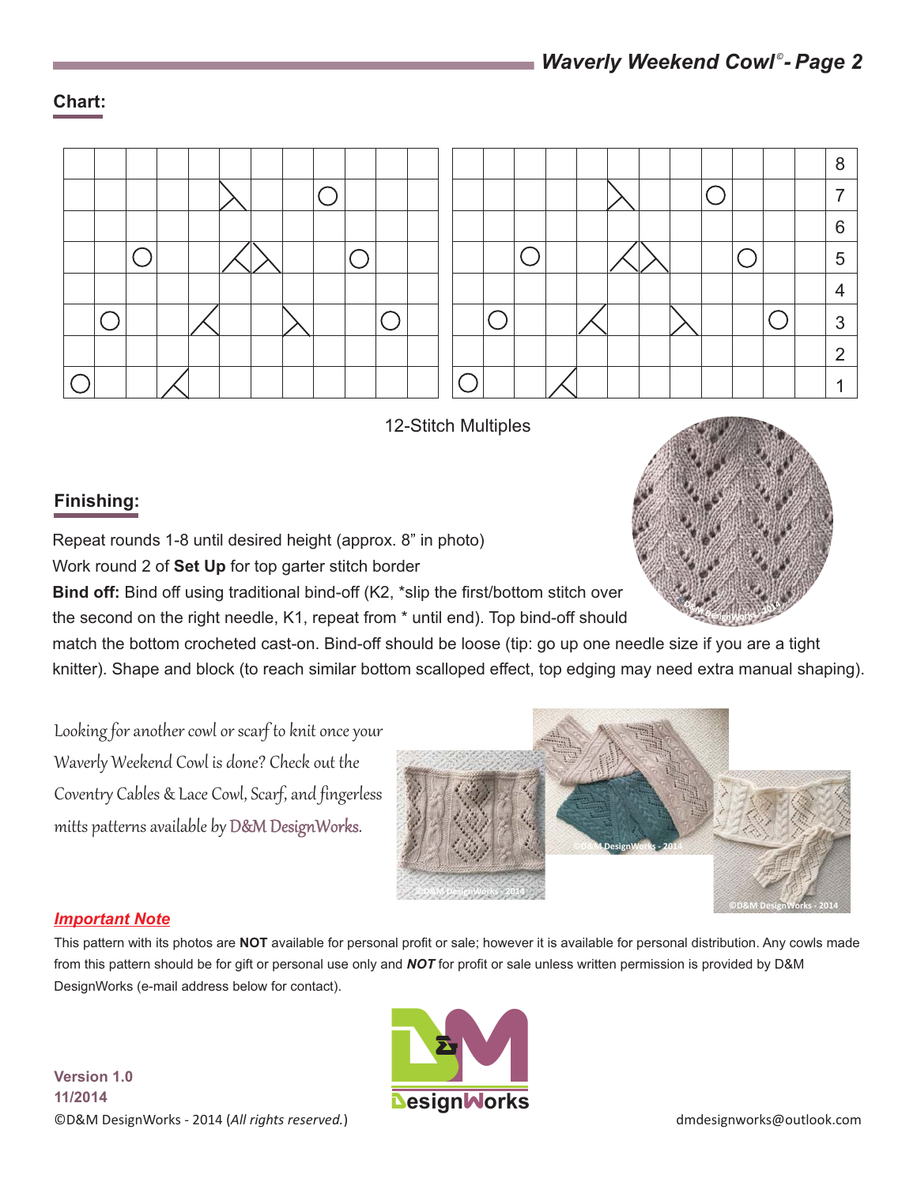## Chart:

8
7
6
5
4
3
2
1

12-Stitch Multiples

## Finishing:

Repeat rounds 1-8 until desired height (approx. 8" in photo)

Work round 2 of **Set Up** for top garter stitch border

**Bind off:** Bind off using traditional bind-off (K2, *slip the first/bottom stitch over the second on the right needle, K1, repeat from * until end). Top bind-off should match the bottom crocheted cast-on. Bind-off should be loose (tip: go up one needle size if you are a tight knitter). Shape and block (to reach similar bottom scalloped effect, top edging may need extra manual shaping).

*Looking for another cowl or scarf to knit once your Waverly Weekend Cowl is done? Check out the Coventry Cables & Lace Cowl, Scarf, and fingerless mitts patterns available by D&M DesignWorks.*

### *Important Note*

This pattern with its photos are **NOT** available for personal profit or sale; however it is available for personal distribution. Any cowls made from this pattern should be for gift or personal use only and ***NOT*** for profit or sale unless written permission is provided by D&M DesignWorks (e-mail address below for contact).

**Version 1.0**
**11/2014**
©D&M DesignWorks - 2014 (*All rights reserved.*)

DesignWorks

dmdesignworks@outlook.com